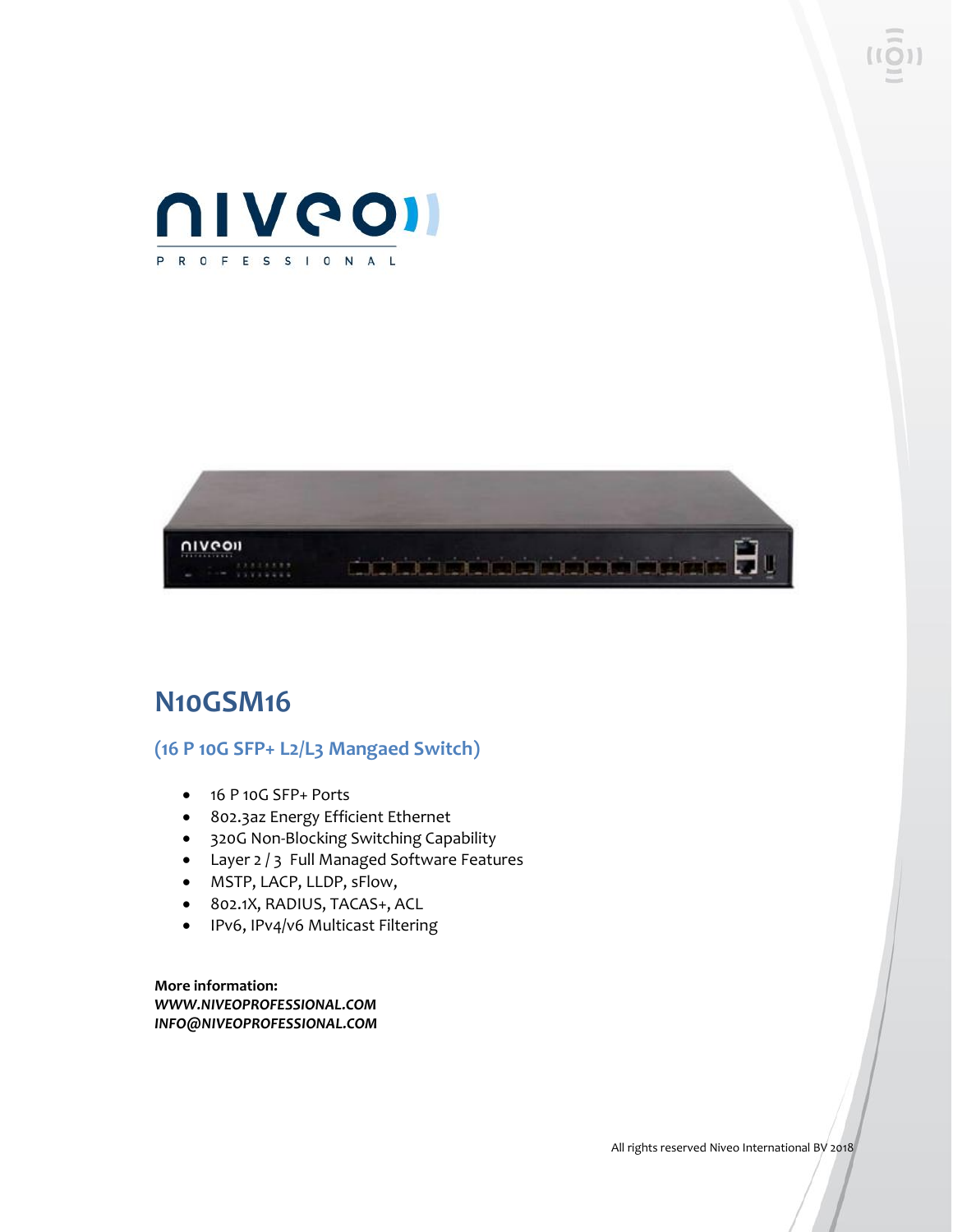# N10GSM16

## (16 P 10G SFP+ L2/L3 Mangaed Switch)

- 16 P 10G SFP+ Ports
- 802.3az Energy Efficient Ethernet
- 320G Non-Blocking Switching Capability
- Layer 2 / 3 Full Managed Software Features
- MSTP, LACP, LLDP, sFlow,
- 802.1X, RADIUS, TACAS+, ACL
- IPv6, IPv4/v6 Multicast Filtering

**More information:**
***WWW.NIVEOPROFESSIONAL.COM***
***INFO@NIVEOPROFESSIONAL.COM***

All rights reserved Niveo International BV 2018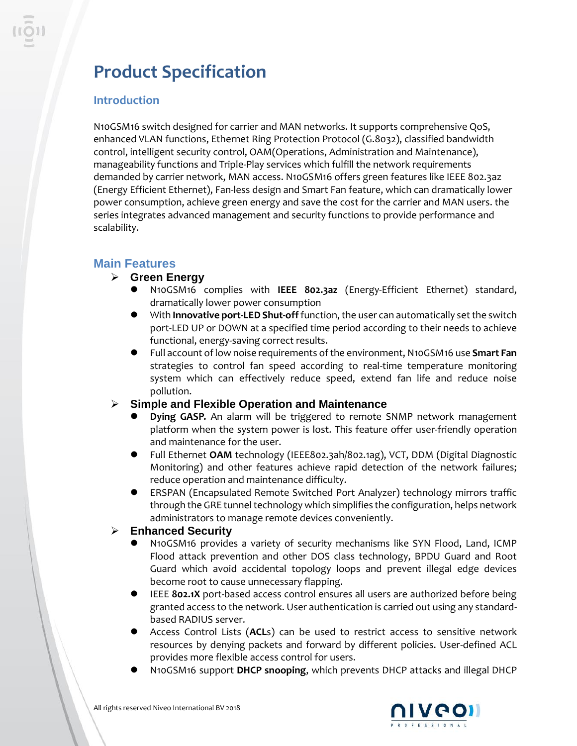# Product Specification

## Introduction

N10GSM16 switch designed for carrier and MAN networks. It supports comprehensive QoS, enhanced VLAN functions, Ethernet Ring Protection Protocol (G.8032), classified bandwidth control, intelligent security control, OAM(Operations, Administration and Maintenance), manageability functions and Triple-Play services which fulfill the network requirements demanded by carrier network, MAN access. N10GSM16 offers green features like IEEE 802.3az (Energy Efficient Ethernet), Fan-less design and Smart Fan feature, which can dramatically lower power consumption, achieve green energy and save the cost for the carrier and MAN users. the series integrates advanced management and security functions to provide performance and scalability.

## Main Features

### Green Energy

- N10GSM16 complies with **IEEE 802.3az** (Energy-Efficient Ethernet) standard, dramatically lower power consumption
- With **Innovative port-LED Shut-off** function, the user can automatically set the switch port-LED UP or DOWN at a specified time period according to their needs to achieve functional, energy-saving correct results.
- Full account of low noise requirements of the environment, N10GSM16 use **Smart Fan** strategies to control fan speed according to real-time temperature monitoring system which can effectively reduce speed, extend fan life and reduce noise pollution.

### Simple and Flexible Operation and Maintenance

- **Dying GASP.** An alarm will be triggered to remote SNMP network management platform when the system power is lost. This feature offer user-friendly operation and maintenance for the user.
- Full Ethernet **OAM** technology (IEEE802.3ah/802.1ag), VCT, DDM (Digital Diagnostic Monitoring) and other features achieve rapid detection of the network failures; reduce operation and maintenance difficulty.
- ERSPAN (Encapsulated Remote Switched Port Analyzer) technology mirrors traffic through the GRE tunnel technology which simplifies the configuration, helps network administrators to manage remote devices conveniently.

### Enhanced Security

- N10GSM16 provides a variety of security mechanisms like SYN Flood, Land, ICMP Flood attack prevention and other DOS class technology, BPDU Guard and Root Guard which avoid accidental topology loops and prevent illegal edge devices become root to cause unnecessary flapping.
- IEEE **802.1X** port-based access control ensures all users are authorized before being granted access to the network. User authentication is carried out using any standard-based RADIUS server.
- Access Control Lists (**ACL**s) can be used to restrict access to sensitive network resources by denying packets and forward by different policies. User-defined ACL provides more flexible access control for users.
- N10GSM16 support **DHCP snooping**, which prevents DHCP attacks and illegal DHCP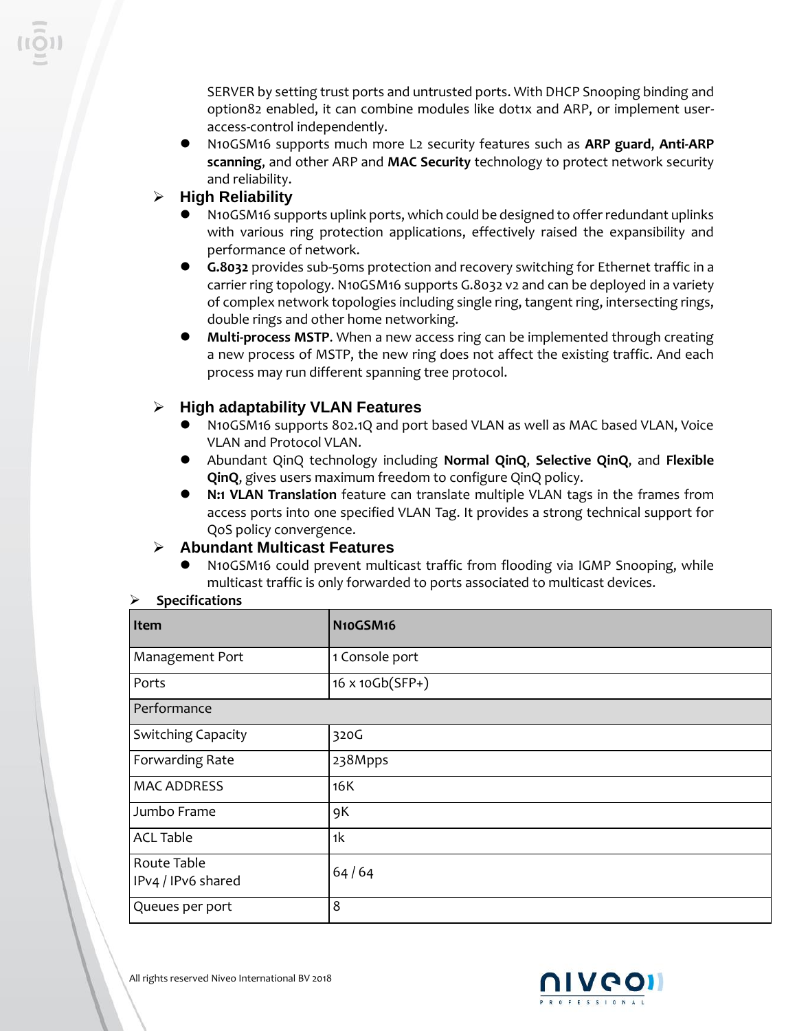SERVER by setting trust ports and untrusted ports. With DHCP Snooping binding and option82 enabled, it can combine modules like dot1x and ARP, or implement user-access-control independently.

- N10GSM16 supports much more L2 security features such as **ARP guard**, **Anti-ARP scanning**, and other ARP and **MAC Security** technology to protect network security and reliability.

## High Reliability

- N10GSM16 supports uplink ports, which could be designed to offer redundant uplinks with various ring protection applications, effectively raised the expansibility and performance of network.
- **G.8032** provides sub-50ms protection and recovery switching for Ethernet traffic in a carrier ring topology. N10GSM16 supports G.8032 v2 and can be deployed in a variety of complex network topologies including single ring, tangent ring, intersecting rings, double rings and other home networking.
- **Multi-process MSTP**. When a new access ring can be implemented through creating a new process of MSTP, the new ring does not affect the existing traffic. And each process may run different spanning tree protocol.

## High adaptability VLAN Features

- N10GSM16 supports 802.1Q and port based VLAN as well as MAC based VLAN, Voice VLAN and Protocol VLAN.
- Abundant QinQ technology including **Normal QinQ**, **Selective QinQ**, and **Flexible QinQ**, gives users maximum freedom to configure QinQ policy.
- **N:1 VLAN Translation** feature can translate multiple VLAN tags in the frames from access ports into one specified VLAN Tag. It provides a strong technical support for QoS policy convergence.

## Abundant Multicast Features

- N10GSM16 could prevent multicast traffic from flooding via IGMP Snooping, while multicast traffic is only forwarded to ports associated to multicast devices.

## Specifications

| Item | N10GSM16 |
|---|---|
| Management Port | 1 Console port |
| Ports | 16 x 10Gb(SFP+) |
| Performance | |
| Switching Capacity | 320G |
| Forwarding Rate | 238Mpps |
| MAC ADDRESS | 16K |
| Jumbo Frame | 9K |
| ACL Table | 1k |
| Route Table IPv4 / IPv6 shared | 64 / 64 |
| Queues per port | 8 |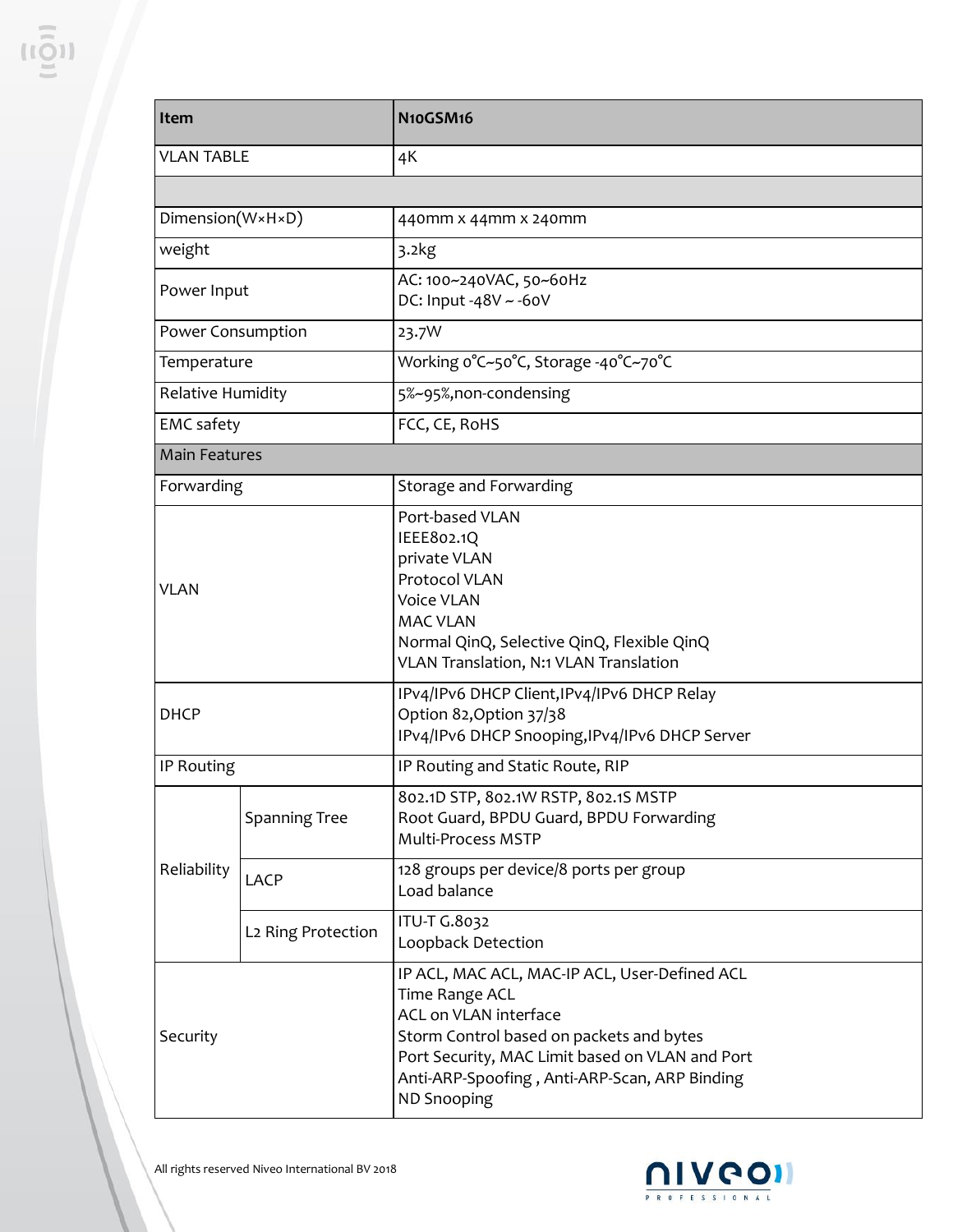| Item | | N10GSM16 |
|---|---|---|
| VLAN TABLE | | 4K |
| | | |
| Dimension(W×H×D) | | 440mm x 44mm x 240mm |
| weight | | 3.2kg |
| Power Input | | AC: 100~240VAC, 50~60Hz<br>DC: Input -48V ~ -60V |
| Power Consumption | | 23.7W |
| Temperature | | Working 0°C~50°C, Storage -40°C~70°C |
| Relative Humidity | | 5%~95%,non-condensing |
| EMC safety | | FCC, CE, RoHS |
| Main Features | | |
| Forwarding | | Storage and Forwarding |
| VLAN | | Port-based VLAN<br>IEEE802.1Q<br>private VLAN<br>Protocol VLAN<br>Voice VLAN<br>MAC VLAN<br>Normal QinQ, Selective QinQ, Flexible QinQ<br>VLAN Translation, N:1 VLAN Translation |
| DHCP | | IPv4/IPv6 DHCP Client,IPv4/IPv6 DHCP Relay<br>Option 82,Option 37/38<br>IPv4/IPv6 DHCP Snooping,IPv4/IPv6 DHCP Server |
| IP Routing | | IP Routing and Static Route, RIP |
| Reliability | Spanning Tree | 802.1D STP, 802.1W RSTP, 802.1S MSTP<br>Root Guard, BPDU Guard, BPDU Forwarding<br>Multi-Process MSTP |
| | LACP | 128 groups per device/8 ports per group<br>Load balance |
| | L2 Ring Protection | ITU-T G.8032<br>Loopback Detection |
| Security | | IP ACL, MAC ACL, MAC-IP ACL, User-Defined ACL<br>Time Range ACL<br>ACL on VLAN interface<br>Storm Control based on packets and bytes<br>Port Security, MAC Limit based on VLAN and Port<br>Anti-ARP-Spoofing , Anti-ARP-Scan, ARP Binding<br>ND Snooping |

All rights reserved Niveo International BV 2018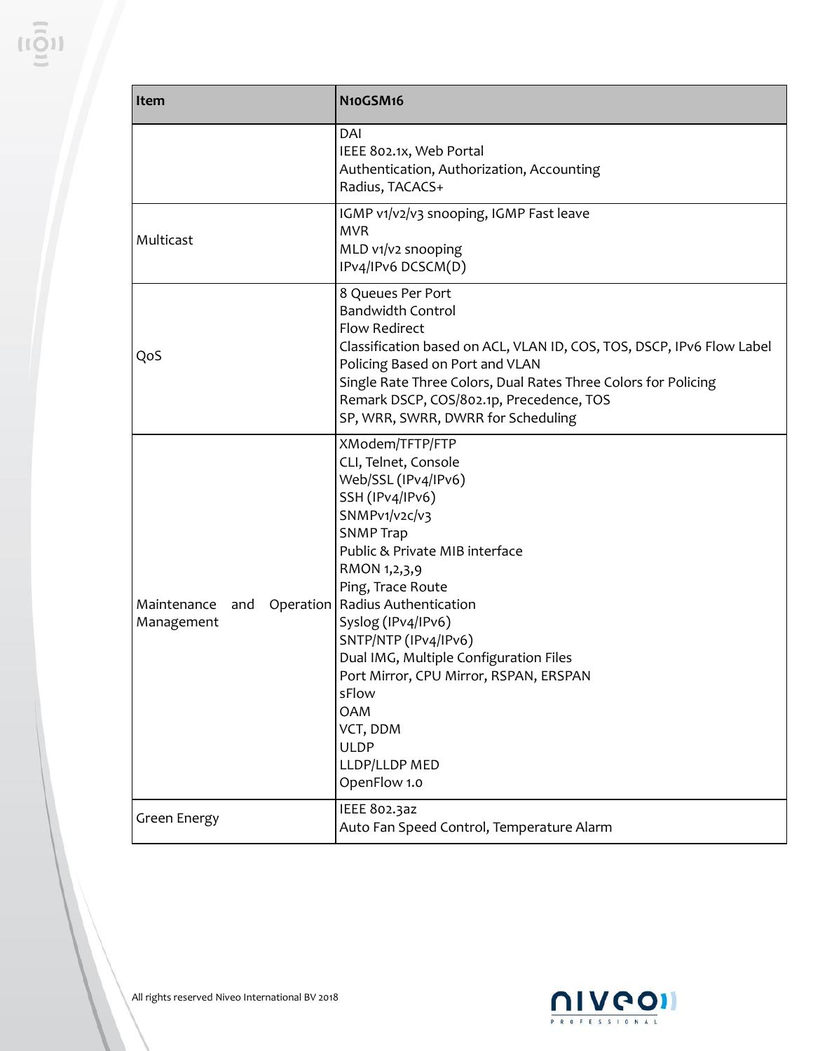| Item | N10GSM16 |
|---|---|
| | DAI<br>IEEE 802.1x, Web Portal<br>Authentication, Authorization, Accounting<br>Radius, TACACS+ |
| Multicast | IGMP v1/v2/v3 snooping, IGMP Fast leave<br>MVR<br>MLD v1/v2 snooping<br>IPv4/IPv6 DCSCM(D) |
| QoS | 8 Queues Per Port<br>Bandwidth Control<br>Flow Redirect<br>Classification based on ACL, VLAN ID, COS, TOS, DSCP, IPv6 Flow Label<br>Policing Based on Port and VLAN<br>Single Rate Three Colors, Dual Rates Three Colors for Policing<br>Remark DSCP, COS/802.1p, Precedence, TOS<br>SP, WRR, SWRR, DWRR for Scheduling |
| Maintenance and Operation Management | XModem/TFTP/FTP<br>CLI, Telnet, Console<br>Web/SSL (IPv4/IPv6)<br>SSH (IPv4/IPv6)<br>SNMPv1/v2c/v3<br>SNMP Trap<br>Public & Private MIB interface<br>RMON 1,2,3,9<br>Ping, Trace Route<br>Radius Authentication<br>Syslog (IPv4/IPv6)<br>SNTP/NTP (IPv4/IPv6)<br>Dual IMG, Multiple Configuration Files<br>Port Mirror, CPU Mirror, RSPAN, ERSPAN<br>sFlow<br>OAM<br>VCT, DDM<br>ULDP<br>LLDP/LLDP MED<br>OpenFlow 1.0 |
| Green Energy | IEEE 802.3az<br>Auto Fan Speed Control, Temperature Alarm |

All rights reserved Niveo International BV 2018